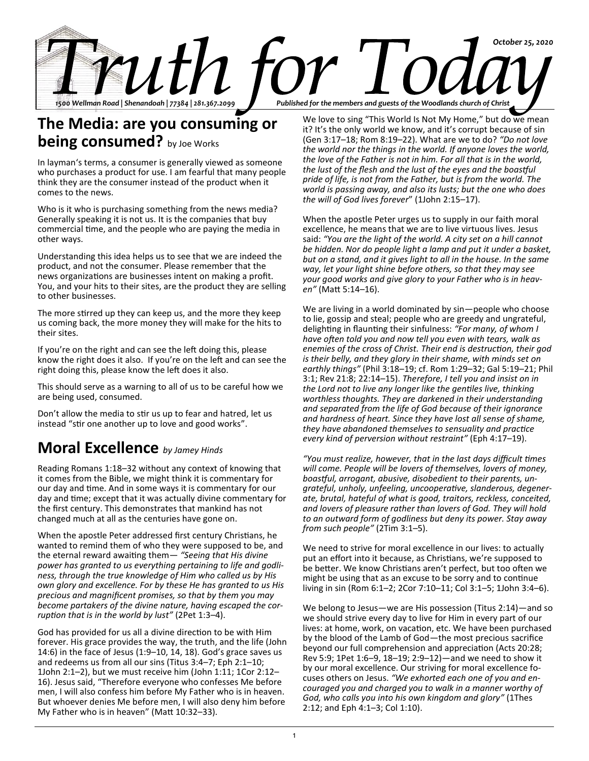# Truth for Today

October 25, 2020

1500 Wellman Road | Shenandoah | 77384 | 281.367.2099

Published for the members and guests of the Woodlands church of Christ

## The Media: are you consuming or being consumed? by Joe Works

In layman's terms, a consumer is generally viewed as someone who purchases a product for use. I am fearful that many people think they are the consumer instead of the product when it comes to the news.

Who is it who is purchasing something from the news media? Generally speaking it is not us. It is the companies that buy commercial time, and the people who are paying the media in other ways.

Understanding this idea helps us to see that we are indeed the product, and not the consumer. Please remember that the news organizations are businesses intent on making a profit. You, and your hits to their sites, are the product they are selling to other businesses.

The more stirred up they can keep us, and the more they keep us coming back, the more money they will make for the hits to their sites.

If you're on the right and can see the left doing this, please know the right does it also. If you're on the left and can see the right doing this, please know the left does it also.

This should serve as a warning to all of us to be careful how we are being used, consumed.

Don't allow the media to stir us up to fear and hatred, let us instead "stir one another up to love and good works".

## Moral Excellence *by Jamey Hinds*

Reading Romans 1:18–32 without any context of knowing that it comes from the Bible, we might think it is commentary for our day and time. And in some ways it is commentary for our day and time; except that it was actually divine commentary for the first century. This demonstrates that mankind has not changed much at all as the centuries have gone on.

When the apostle Peter addressed first century Christians, he wanted to remind them of who they were supposed to be, and the eternal reward awaiting them— *"Seeing that His divine power has granted to us everything pertaining to life and godliness, through the true knowledge of Him who called us by His own glory and excellence. For by these He has granted to us His precious and magnificent promises, so that by them you may become partakers of the divine nature, having escaped the corruption that is in the world by lust"* (2Pet 1:3–4).

God has provided for us all a divine direction to be with Him forever. His grace provides the way, the truth, and the life (John 14:6) in the face of Jesus (1:9–10, 14, 18). God's grace saves us and redeems us from all our sins (Titus 3:4–7; Eph 2:1–10; 1John 2:1–2), but we must receive him (John 1:11; 1Cor 2:12–16). Jesus said, "Therefore everyone who confesses Me before men, I will also confess him before My Father who is in heaven. But whoever denies Me before men, I will also deny him before My Father who is in heaven" (Matt 10:32–33).

We love to sing "This World Is Not My Home," but do we mean it? It's the only world we know, and it's corrupt because of sin (Gen 3:17–18; Rom 8:19–22). What are we to do? *"Do not love the world nor the things in the world. If anyone loves the world, the love of the Father is not in him. For all that is in the world, the lust of the flesh and the lust of the eyes and the boastful pride of life, is not from the Father, but is from the world. The world is passing away, and also its lusts; but the one who does the will of God lives forever"* (1John 2:15–17).

When the apostle Peter urges us to supply in our faith moral excellence, he means that we are to live virtuous lives. Jesus said: *"You are the light of the world. A city set on a hill cannot be hidden. Nor do people light a lamp and put it under a basket, but on a stand, and it gives light to all in the house. In the same way, let your light shine before others, so that they may see your good works and give glory to your Father who is in heaven"* (Matt 5:14–16).

We are living in a world dominated by sin—people who choose to lie, gossip and steal; people who are greedy and ungrateful, delighting in flaunting their sinfulness: *"For many, of whom I have often told you and now tell you even with tears, walk as enemies of the cross of Christ. Their end is destruction, their god is their belly, and they glory in their shame, with minds set on earthly things"* (Phil 3:18–19; cf. Rom 1:29–32; Gal 5:19–21; Phil 3:1; Rev 21:8; 22:14–15). *Therefore, I tell you and insist on in the Lord not to live any longer like the gentiles live, thinking worthless thoughts. They are darkened in their understanding and separated from the life of God because of their ignorance and hardness of heart. Since they have lost all sense of shame, they have abandoned themselves to sensuality and practice every kind of perversion without restraint"* (Eph 4:17–19).

*"You must realize, however, that in the last days difficult times will come. People will be lovers of themselves, lovers of money, boastful, arrogant, abusive, disobedient to their parents, ungrateful, unholy, unfeeling, uncooperative, slanderous, degenerate, brutal, hateful of what is good, traitors, reckless, conceited, and lovers of pleasure rather than lovers of God. They will hold to an outward form of godliness but deny its power. Stay away from such people"* (2Tim 3:1–5).

We need to strive for moral excellence in our lives: to actually put an effort into it because, as Christians, we're supposed to be better. We know Christians aren't perfect, but too often we might be using that as an excuse to be sorry and to continue living in sin (Rom 6:1–2; 2Cor 7:10–11; Col 3:1–5; 1John 3:4–6).

We belong to Jesus—we are His possession (Titus 2:14)—and so we should strive every day to live for Him in every part of our lives: at home, work, on vacation, etc. We have been purchased by the blood of the Lamb of God—the most precious sacrifice beyond our full comprehension and appreciation (Acts 20:28; Rev 5:9; 1Pet 1:6–9, 18–19; 2:9–12)—and we need to show it by our moral excellence. Our striving for moral excellence focuses others on Jesus. *"We exhorted each one of you and encouraged you and charged you to walk in a manner worthy of God, who calls you into his own kingdom and glory"* (1Thes 2:12; and Eph 4:1–3; Col 1:10).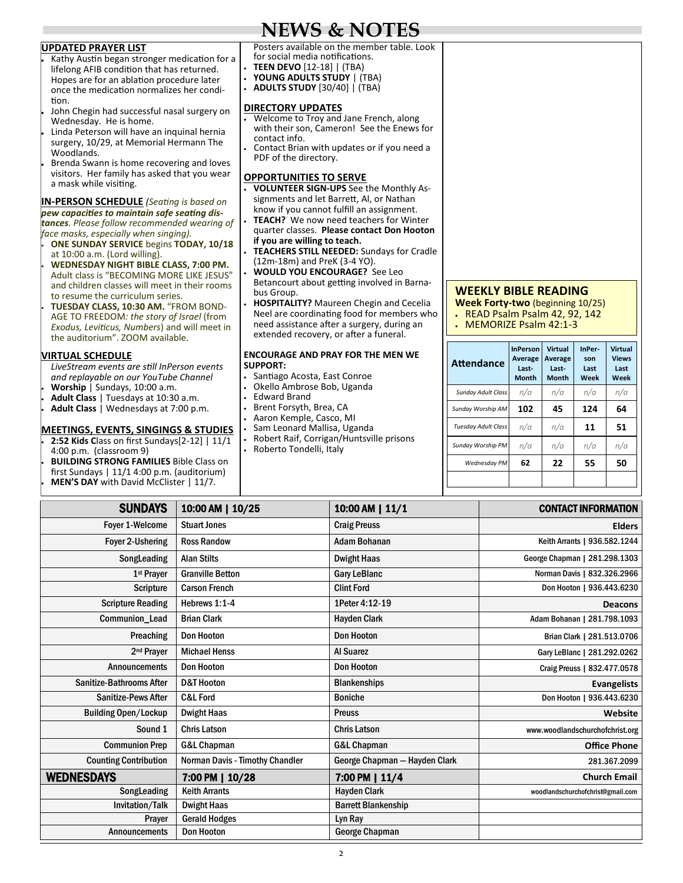# NEWS & NOTES

## UPDATED PRAYER LIST

- Kathy Austin began stronger medication for a lifelong AFIB condition that has returned. Hopes are for an ablation procedure later once the medication normalizes her condition.
- John Chegin had successful nasal surgery on Wednesday. He is home.
- Linda Peterson will have an inquinal hernia surgery, 10/29, at Memorial Hermann The Woodlands.
- Brenda Swann is home recovering and loves visitors. Her family has asked that you wear a mask while visiting.

## IN-PERSON SCHEDULE *(Seating is based on pew capacities to maintain safe seating distances. Please follow recommended wearing of face masks, especially when singing).*

- **ONE SUNDAY SERVICE** begins **TODAY, 10/18** at 10:00 a.m. (Lord willing).
- **WEDNESDAY NIGHT BIBLE CLASS, 7:00 PM.** Adult class is "BECOMING MORE LIKE JESUS" and children classes will meet in their rooms to resume the curriculum series.
- **TUESDAY CLASS, 10:30 AM.** "FROM BONDAGE TO FREEDOM*: the story of Israel* (from *Exodus, Leviticus, Numbers*) and will meet in the auditorium". ZOOM available.

## VIRTUAL SCHEDULE

*LiveStream events are still InPerson events and replayable on our YouTube Channel*

- **Worship** | Sundays, 10:00 a.m.
- **Adult Class** | Tuesdays at 10:30 a.m.
- **Adult Class** | Wednesdays at 7:00 p.m.

## MEETINGS, EVENTS, SINGINGS & STUDIES

- **2:52 Kids C**lass on first Sundays[2-12] | 11/1 4:00 p.m. (classroom 9)
- **BUILDING STRONG FAMILIES** Bible Class on first Sundays | 11/1 4:00 p.m. (auditorium)
- **MEN'S DAY** with David McClister | 11/7.

Posters available on the member table. Look for social media notifications.

- **TEEN DEVO** [12-18] | (TBA)
- **YOUNG ADULTS STUDY** | (TBA)
- **ADULTS STUDY** [30/40] | (TBA)

## DIRECTORY UPDATES

- Welcome to Troy and Jane French, along with their son, Cameron! See the Enews for contact info.
- Contact Brian with updates or if you need a PDF of the directory.

## OPPORTUNITIES TO SERVE

- **VOLUNTEER SIGN-UPS** See the Monthly Assignments and let Barrett, Al, or Nathan know if you cannot fulfill an assignment.
- **TEACH?** We now need teachers for Winter quarter classes. **Please contact Don Hooton if you are willing to teach.**
- **TEACHERS STILL NEEDED:** Sundays for Cradle (12m-18m) and PreK (3-4 YO).
- **WOULD YOU ENCOURAGE?** See Leo Betancourt about getting involved in Barnabus Group.
- **HOSPITALITY?** Maureen Chegin and Cecelia Neel are coordinating food for members who need assistance after a surgery, during an extended recovery, or after a funeral.

## ENCOURAGE AND PRAY FOR THE MEN WE SUPPORT:

- Santiago Acosta, East Conroe
- Okello Ambrose Bob, Uganda
- Edward Brand
- Brent Forsyth, Brea, CA
- Aaron Kemple, Casco, MI
- Sam Leonard Mallisa, Uganda
- Robert Raif, Corrigan/Huntsville prisons
- Roberto Tondelli, Italy

## WEEKLY BIBLE READING

**Week Forty-two** (beginning 10/25)

- READ Psalm 42, 92, 142
- MEMORIZE Psalm 42:1-3

| Attendance | InPerson Average Last-Month | Virtual Average Last-Month | InPerson Last Week | Virtual Views Last Week |
|---|---|---|---|---|
| *Sunday Adult Class* | *n/a* | *n/a* | *n/a* | *n/a* |
| *Sunday Worship AM* | **102** | **45** | **124** | **64** |
| *Tuesday Adult Class* | *n/a* | *n/a* | **11** | **51** |
| *Sunday Worship PM* | *n/a* | *n/a* | *n/a* | *n/a* |
| *Wednesday PM* | **62** | **22** | **55** | **50** |

| SUNDAYS | 10:00 AM \| 10/25 | 10:00 AM \| 11/1 |
|---|---|---|
| Foyer 1-Welcome | Stuart Jones | Craig Preuss |
| Foyer 2-Ushering | Ross Randow | Adam Bohanan |
| SongLeading | Alan Stilts | Dwight Haas |
| 1st Prayer | Granville Betton | Gary LeBlanc |
| Scripture | Carson French | Clint Ford |
| Scripture Reading | Hebrews 1:1-4 | 1Peter 4:12-19 |
| Communion_Lead | Brian Clark | Hayden Clark |
| Preaching | Don Hooton | Don Hooton |
| 2nd Prayer | Michael Henss | Al Suarez |
| Announcements | Don Hooton | Don Hooton |
| Sanitize-Bathrooms After | D&T Hooton | Blankenships |
| Sanitize-Pews After | C&L Ford | Boniche |
| Building Open/Lockup | Dwight Haas | Preuss |
| Sound 1 | Chris Latson | Chris Latson |
| Communion Prep | G&L Chapman | G&L Chapman |
| Counting Contribution | Norman Davis - Timothy Chandler | George Chapman — Hayden Clark |
| **WEDNESDAYS** | **7:00 PM \| 10/28** | **7:00 PM \| 11/4** |
| SongLeading | Keith Arrants | Hayden Clark |
| Invitation/Talk | Dwight Haas | Barrett Blankenship |
| Prayer | Gerald Hodges | Lyn Ray |
| Announcements | Don Hooton | George Chapman |

## CONTACT INFORMATION

**Elders**

- Keith Arrants | 936.582.1244
- George Chapman | 281.298.1303
- Norman Davis | 832.326.2966
- Don Hooton | 936.443.6230

**Deacons**

- Adam Bohanan | 281.798.1093
- Brian Clark | 281.513.0706
- Gary LeBlanc | 281.292.0262
- Craig Preuss | 832.477.0578

**Evangelists**

- Don Hooton | 936.443.6230

**Website**

www.woodlandschurchofchrist.org

**Office Phone**

281.367.2099

**Church Email**

woodlandschurchofchrist@gmail.com